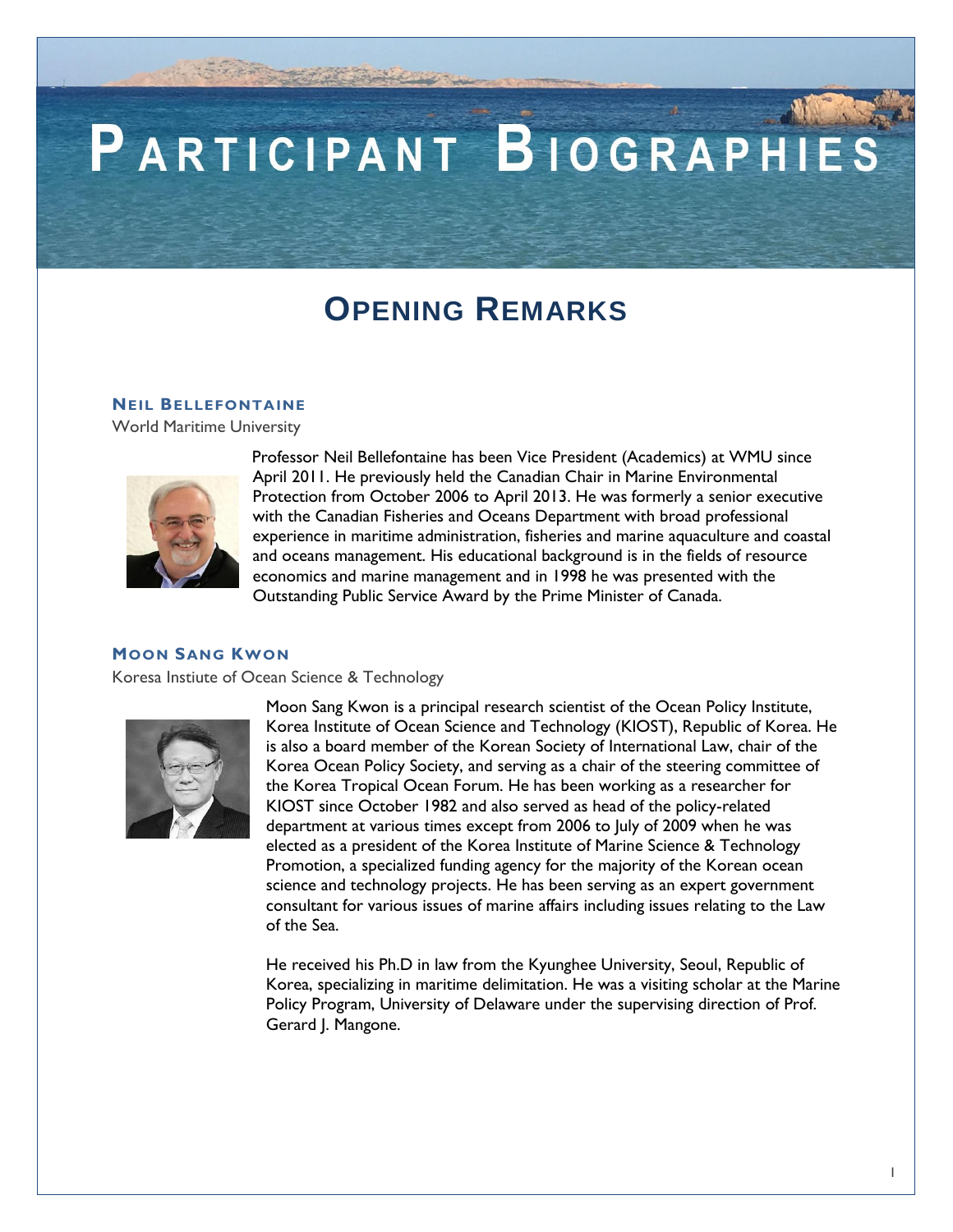# Participant Biographies

## Opening Remarks

### Neil Bellefontaine

World Maritime University

Professor Neil Bellefontaine has been Vice President (Academics) at WMU since April 2011. He previously held the Canadian Chair in Marine Environmental Protection from October 2006 to April 2013. He was formerly a senior executive with the Canadian Fisheries and Oceans Department with broad professional experience in maritime administration, fisheries and marine aquaculture and coastal and oceans management. His educational background is in the fields of resource economics and marine management and in 1998 he was presented with the Outstanding Public Service Award by the Prime Minister of Canada.

### Moon Sang Kwon

Koresa Instiute of Ocean Science & Technology

Moon Sang Kwon is a principal research scientist of the Ocean Policy Institute, Korea Institute of Ocean Science and Technology (KIOST), Republic of Korea. He is also a board member of the Korean Society of International Law, chair of the Korea Ocean Policy Society, and serving as a chair of the steering committee of the Korea Tropical Ocean Forum. He has been working as a researcher for KIOST since October 1982 and also served as head of the policy-related department at various times except from 2006 to July of 2009 when he was elected as a president of the Korea Institute of Marine Science & Technology Promotion, a specialized funding agency for the majority of the Korean ocean science and technology projects. He has been serving as an expert government consultant for various issues of marine affairs including issues relating to the Law of the Sea.

He received his Ph.D in law from the Kyunghee University, Seoul, Republic of Korea, specializing in maritime delimitation. He was a visiting scholar at the Marine Policy Program, University of Delaware under the supervising direction of Prof. Gerard J. Mangone.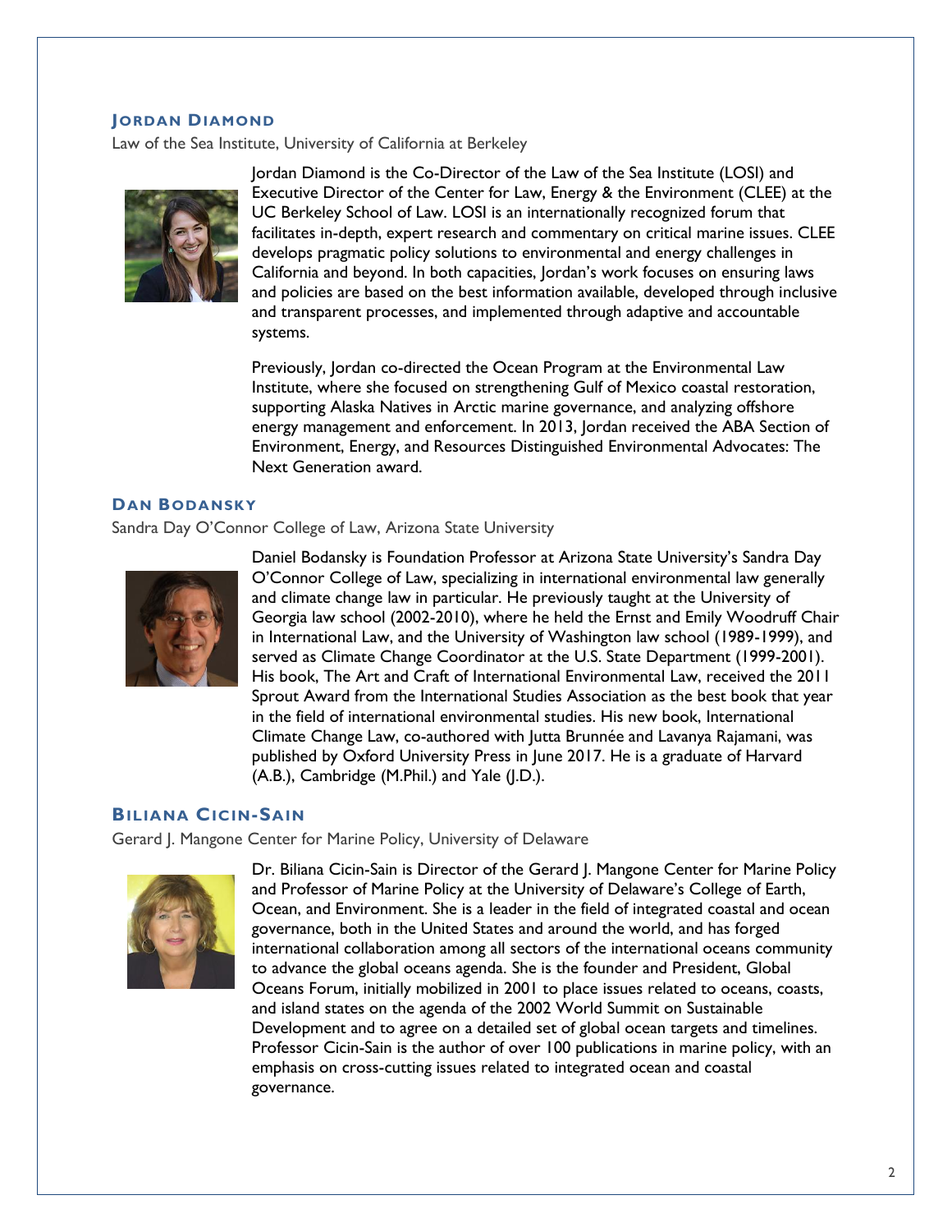### Jordan Diamond

Law of the Sea Institute, University of California at Berkeley

Jordan Diamond is the Co-Director of the Law of the Sea Institute (LOSI) and Executive Director of the Center for Law, Energy & the Environment (CLEE) at the UC Berkeley School of Law. LOSI is an internationally recognized forum that facilitates in-depth, expert research and commentary on critical marine issues. CLEE develops pragmatic policy solutions to environmental and energy challenges in California and beyond. In both capacities, Jordan's work focuses on ensuring laws and policies are based on the best information available, developed through inclusive and transparent processes, and implemented through adaptive and accountable systems.

Previously, Jordan co-directed the Ocean Program at the Environmental Law Institute, where she focused on strengthening Gulf of Mexico coastal restoration, supporting Alaska Natives in Arctic marine governance, and analyzing offshore energy management and enforcement. In 2013, Jordan received the ABA Section of Environment, Energy, and Resources Distinguished Environmental Advocates: The Next Generation award.

### Dan Bodansky

Sandra Day O'Connor College of Law, Arizona State University

Daniel Bodansky is Foundation Professor at Arizona State University's Sandra Day O'Connor College of Law, specializing in international environmental law generally and climate change law in particular. He previously taught at the University of Georgia law school (2002-2010), where he held the Ernst and Emily Woodruff Chair in International Law, and the University of Washington law school (1989-1999), and served as Climate Change Coordinator at the U.S. State Department (1999-2001). His book, The Art and Craft of International Environmental Law, received the 2011 Sprout Award from the International Studies Association as the best book that year in the field of international environmental studies. His new book, International Climate Change Law, co-authored with Jutta Brunnée and Lavanya Rajamani, was published by Oxford University Press in June 2017. He is a graduate of Harvard (A.B.), Cambridge (M.Phil.) and Yale (J.D.).

### Biliana Cicin-Sain

Gerard J. Mangone Center for Marine Policy, University of Delaware

Dr. Biliana Cicin-Sain is Director of the Gerard J. Mangone Center for Marine Policy and Professor of Marine Policy at the University of Delaware's College of Earth, Ocean, and Environment. She is a leader in the field of integrated coastal and ocean governance, both in the United States and around the world, and has forged international collaboration among all sectors of the international oceans community to advance the global oceans agenda. She is the founder and President, Global Oceans Forum, initially mobilized in 2001 to place issues related to oceans, coasts, and island states on the agenda of the 2002 World Summit on Sustainable Development and to agree on a detailed set of global ocean targets and timelines. Professor Cicin-Sain is the author of over 100 publications in marine policy, with an emphasis on cross-cutting issues related to integrated ocean and coastal governance.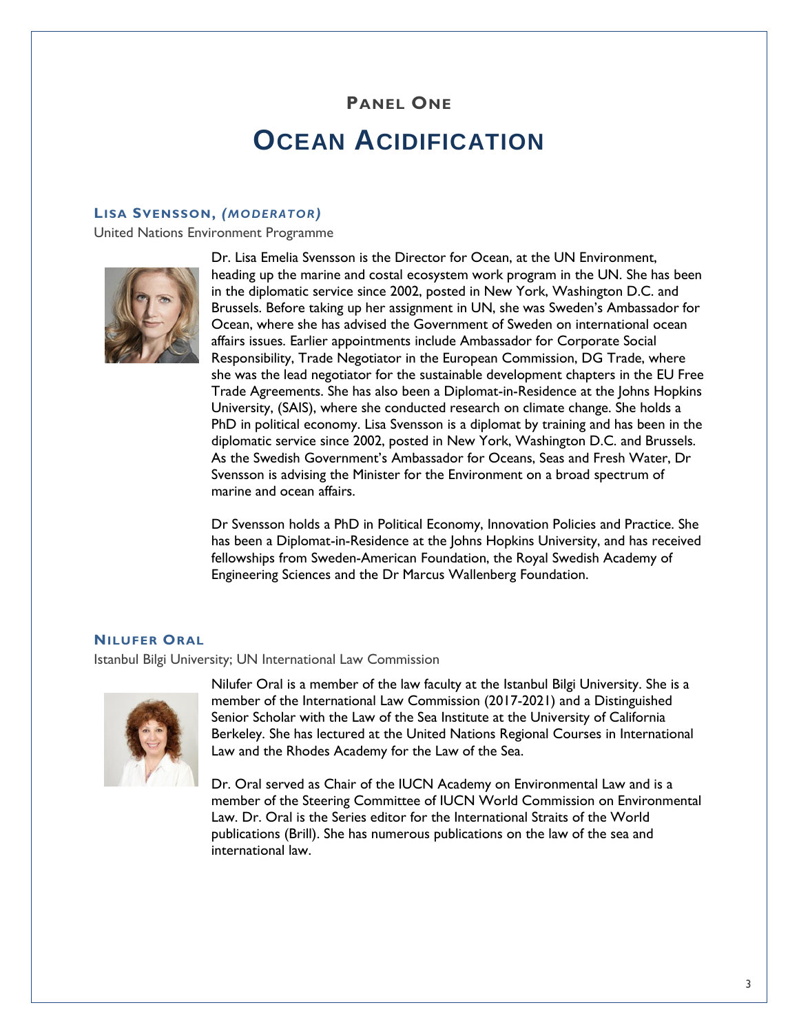## Panel One

# Ocean Acidification

### Lisa Svensson, *(Moderator)*

United Nations Environment Programme

Dr. Lisa Emelia Svensson is the Director for Ocean, at the UN Environment, heading up the marine and costal ecosystem work program in the UN. She has been in the diplomatic service since 2002, posted in New York, Washington D.C. and Brussels. Before taking up her assignment in UN, she was Sweden's Ambassador for Ocean, where she has advised the Government of Sweden on international ocean affairs issues. Earlier appointments include Ambassador for Corporate Social Responsibility, Trade Negotiator in the European Commission, DG Trade, where she was the lead negotiator for the sustainable development chapters in the EU Free Trade Agreements. She has also been a Diplomat-in-Residence at the Johns Hopkins University, (SAIS), where she conducted research on climate change. She holds a PhD in political economy. Lisa Svensson is a diplomat by training and has been in the diplomatic service since 2002, posted in New York, Washington D.C. and Brussels. As the Swedish Government's Ambassador for Oceans, Seas and Fresh Water, Dr Svensson is advising the Minister for the Environment on a broad spectrum of marine and ocean affairs.

Dr Svensson holds a PhD in Political Economy, Innovation Policies and Practice. She has been a Diplomat-in-Residence at the Johns Hopkins University, and has received fellowships from Sweden-American Foundation, the Royal Swedish Academy of Engineering Sciences and the Dr Marcus Wallenberg Foundation.

### Nilufer Oral

Istanbul Bilgi University; UN International Law Commission

Nilufer Oral is a member of the law faculty at the Istanbul Bilgi University. She is a member of the International Law Commission (2017-2021) and a Distinguished Senior Scholar with the Law of the Sea Institute at the University of California Berkeley. She has lectured at the United Nations Regional Courses in International Law and the Rhodes Academy for the Law of the Sea.

Dr. Oral served as Chair of the IUCN Academy on Environmental Law and is a member of the Steering Committee of IUCN World Commission on Environmental Law. Dr. Oral is the Series editor for the International Straits of the World publications (Brill). She has numerous publications on the law of the sea and international law.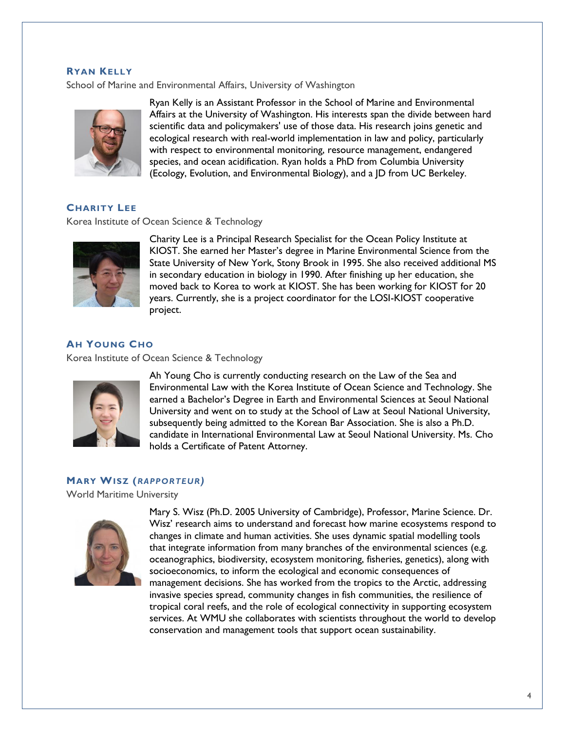### RYAN KELLY

School of Marine and Environmental Affairs, University of Washington

Ryan Kelly is an Assistant Professor in the School of Marine and Environmental Affairs at the University of Washington. His interests span the divide between hard scientific data and policymakers' use of those data. His research joins genetic and ecological research with real-world implementation in law and policy, particularly with respect to environmental monitoring, resource management, endangered species, and ocean acidification. Ryan holds a PhD from Columbia University (Ecology, Evolution, and Environmental Biology), and a JD from UC Berkeley.

### CHARITY LEE

Korea Institute of Ocean Science & Technology

Charity Lee is a Principal Research Specialist for the Ocean Policy Institute at KIOST. She earned her Master's degree in Marine Environmental Science from the State University of New York, Stony Brook in 1995. She also received additional MS in secondary education in biology in 1990. After finishing up her education, she moved back to Korea to work at KIOST. She has been working for KIOST for 20 years. Currently, she is a project coordinator for the LOSI-KIOST cooperative project.

### AH YOUNG CHO

Korea Institute of Ocean Science & Technology

Ah Young Cho is currently conducting research on the Law of the Sea and Environmental Law with the Korea Institute of Ocean Science and Technology. She earned a Bachelor's Degree in Earth and Environmental Sciences at Seoul National University and went on to study at the School of Law at Seoul National University, subsequently being admitted to the Korean Bar Association. She is also a Ph.D. candidate in International Environmental Law at Seoul National University. Ms. Cho holds a Certificate of Patent Attorney.

### MARY WISZ (*RAPPORTEUR)*

World Maritime University

Mary S. Wisz (Ph.D. 2005 University of Cambridge), Professor, Marine Science. Dr. Wisz' research aims to understand and forecast how marine ecosystems respond to changes in climate and human activities. She uses dynamic spatial modelling tools that integrate information from many branches of the environmental sciences (e.g. oceanographics, biodiversity, ecosystem monitoring, fisheries, genetics), along with socioeconomics, to inform the ecological and economic consequences of management decisions. She has worked from the tropics to the Arctic, addressing invasive species spread, community changes in fish communities, the resilience of tropical coral reefs, and the role of ecological connectivity in supporting ecosystem services. At WMU she collaborates with scientists throughout the world to develop conservation and management tools that support ocean sustainability.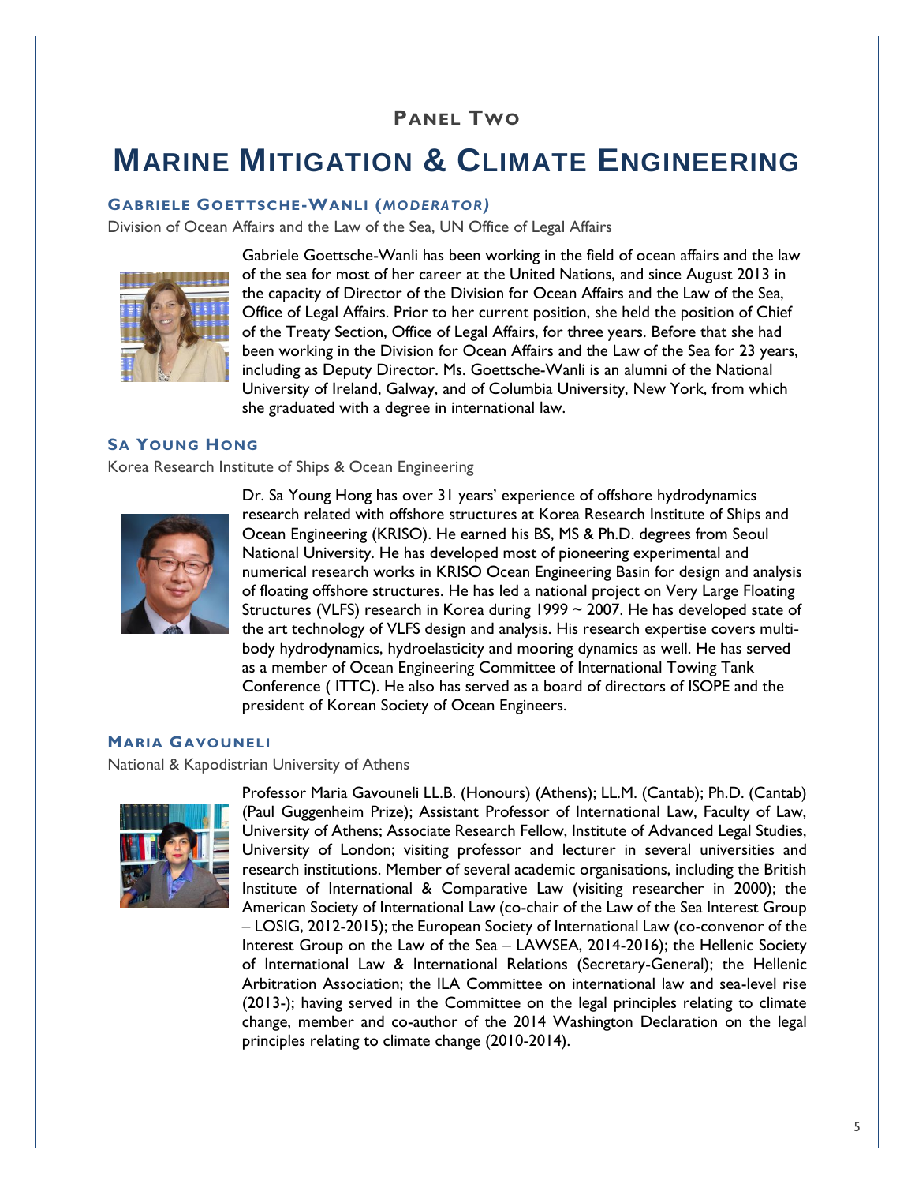## Panel Two

# Marine Mitigation & Climate Engineering

### Gabriele Goettsche-Wanli (*Moderator*)

Division of Ocean Affairs and the Law of the Sea, UN Office of Legal Affairs

Gabriele Goettsche-Wanli has been working in the field of ocean affairs and the law of the sea for most of her career at the United Nations, and since August 2013 in the capacity of Director of the Division for Ocean Affairs and the Law of the Sea, Office of Legal Affairs. Prior to her current position, she held the position of Chief of the Treaty Section, Office of Legal Affairs, for three years. Before that she had been working in the Division for Ocean Affairs and the Law of the Sea for 23 years, including as Deputy Director. Ms. Goettsche-Wanli is an alumni of the National University of Ireland, Galway, and of Columbia University, New York, from which she graduated with a degree in international law.

### Sa Young Hong

Korea Research Institute of Ships & Ocean Engineering

Dr. Sa Young Hong has over 31 years' experience of offshore hydrodynamics research related with offshore structures at Korea Research Institute of Ships and Ocean Engineering (KRISO). He earned his BS, MS & Ph.D. degrees from Seoul National University. He has developed most of pioneering experimental and numerical research works in KRISO Ocean Engineering Basin for design and analysis of floating offshore structures. He has led a national project on Very Large Floating Structures (VLFS) research in Korea during 1999 ~ 2007. He has developed state of the art technology of VLFS design and analysis. His research expertise covers multi-body hydrodynamics, hydroelasticity and mooring dynamics as well. He has served as a member of Ocean Engineering Committee of International Towing Tank Conference ( ITTC). He also has served as a board of directors of ISOPE and the president of Korean Society of Ocean Engineers.

### Maria Gavouneli

National & Kapodistrian University of Athens

Professor Maria Gavouneli LL.B. (Honours) (Athens); LL.M. (Cantab); Ph.D. (Cantab) (Paul Guggenheim Prize); Assistant Professor of International Law, Faculty of Law, University of Athens; Associate Research Fellow, Institute of Advanced Legal Studies, University of London; visiting professor and lecturer in several universities and research institutions. Member of several academic organisations, including the British Institute of International & Comparative Law (visiting researcher in 2000); the American Society of International Law (co-chair of the Law of the Sea Interest Group – LOSIG, 2012-2015); the European Society of International Law (co-convenor of the Interest Group on the Law of the Sea – LAWSEA, 2014-2016); the Hellenic Society of International Law & International Relations (Secretary-General); the Hellenic Arbitration Association; the ILA Committee on international law and sea-level rise (2013-); having served in the Committee on the legal principles relating to climate change, member and co-author of the 2014 Washington Declaration on the legal principles relating to climate change (2010-2014).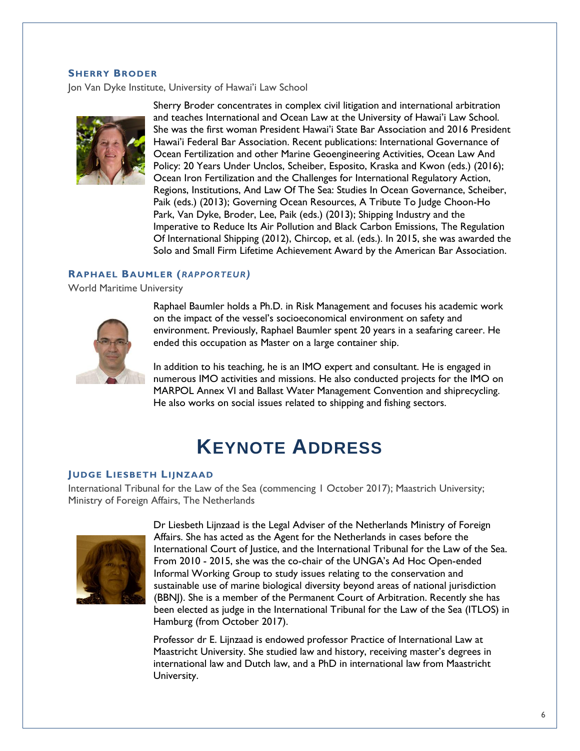### Sherry Broder

Jon Van Dyke Institute, University of Hawai'i Law School

Sherry Broder concentrates in complex civil litigation and international arbitration and teaches International and Ocean Law at the University of Hawai'i Law School. She was the first woman President Hawai'i State Bar Association and 2016 President Hawai'i Federal Bar Association. Recent publications: International Governance of Ocean Fertilization and other Marine Geoengineering Activities, Ocean Law And Policy: 20 Years Under Unclos, Scheiber, Esposito, Kraska and Kwon (eds.) (2016); Ocean Iron Fertilization and the Challenges for International Regulatory Action, Regions, Institutions, And Law Of The Sea: Studies In Ocean Governance, Scheiber, Paik (eds.) (2013); Governing Ocean Resources, A Tribute To Judge Choon-Ho Park, Van Dyke, Broder, Lee, Paik (eds.) (2013); Shipping Industry and the Imperative to Reduce Its Air Pollution and Black Carbon Emissions, The Regulation Of International Shipping (2012), Chircop, et al. (eds.). In 2015, she was awarded the Solo and Small Firm Lifetime Achievement Award by the American Bar Association.

### Raphael Baumler (*Rapporteur*)

World Maritime University

Raphael Baumler holds a Ph.D. in Risk Management and focuses his academic work on the impact of the vessel's socioeconomical environment on safety and environment. Previously, Raphael Baumler spent 20 years in a seafaring career. He ended this occupation as Master on a large container ship.

In addition to his teaching, he is an IMO expert and consultant. He is engaged in numerous IMO activities and missions. He also conducted projects for the IMO on MARPOL Annex VI and Ballast Water Management Convention and shiprecycling. He also works on social issues related to shipping and fishing sectors.

# Keynote Address

### Judge Liesbeth Lijnzaad

International Tribunal for the Law of the Sea (commencing 1 October 2017); Maastrich University; Ministry of Foreign Affairs, The Netherlands

Dr Liesbeth Lijnzaad is the Legal Adviser of the Netherlands Ministry of Foreign Affairs. She has acted as the Agent for the Netherlands in cases before the International Court of Justice, and the International Tribunal for the Law of the Sea. From 2010 - 2015, she was the co-chair of the UNGA's Ad Hoc Open-ended Informal Working Group to study issues relating to the conservation and sustainable use of marine biological diversity beyond areas of national jurisdiction (BBNJ). She is a member of the Permanent Court of Arbitration. Recently she has been elected as judge in the International Tribunal for the Law of the Sea (ITLOS) in Hamburg (from October 2017).

Professor dr E. Lijnzaad is endowed professor Practice of International Law at Maastricht University. She studied law and history, receiving master's degrees in international law and Dutch law, and a PhD in international law from Maastricht University.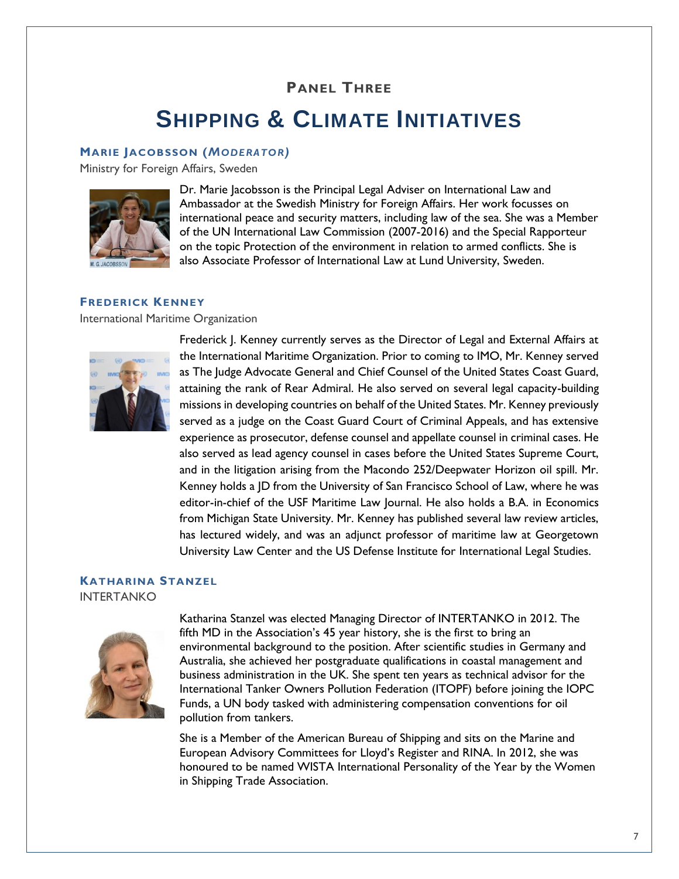## Panel Three

# Shipping & Climate Initiatives

### Marie Jacobsson (*Moderator*)

Ministry for Foreign Affairs, Sweden

Dr. Marie Jacobsson is the Principal Legal Adviser on International Law and Ambassador at the Swedish Ministry for Foreign Affairs. Her work focusses on international peace and security matters, including law of the sea. She was a Member of the UN International Law Commission (2007-2016) and the Special Rapporteur on the topic Protection of the environment in relation to armed conflicts. She is also Associate Professor of International Law at Lund University, Sweden.

### Frederick Kenney

International Maritime Organization

Frederick J. Kenney currently serves as the Director of Legal and External Affairs at the International Maritime Organization. Prior to coming to IMO, Mr. Kenney served as The Judge Advocate General and Chief Counsel of the United States Coast Guard, attaining the rank of Rear Admiral. He also served on several legal capacity-building missions in developing countries on behalf of the United States. Mr. Kenney previously served as a judge on the Coast Guard Court of Criminal Appeals, and has extensive experience as prosecutor, defense counsel and appellate counsel in criminal cases. He also served as lead agency counsel in cases before the United States Supreme Court, and in the litigation arising from the Macondo 252/Deepwater Horizon oil spill. Mr. Kenney holds a JD from the University of San Francisco School of Law, where he was editor-in-chief of the USF Maritime Law Journal. He also holds a B.A. in Economics from Michigan State University. Mr. Kenney has published several law review articles, has lectured widely, and was an adjunct professor of maritime law at Georgetown University Law Center and the US Defense Institute for International Legal Studies.

### Katharina Stanzel

INTERTANKO

Katharina Stanzel was elected Managing Director of INTERTANKO in 2012. The fifth MD in the Association's 45 year history, she is the first to bring an environmental background to the position. After scientific studies in Germany and Australia, she achieved her postgraduate qualifications in coastal management and business administration in the UK. She spent ten years as technical advisor for the International Tanker Owners Pollution Federation (ITOPF) before joining the IOPC Funds, a UN body tasked with administering compensation conventions for oil pollution from tankers.

She is a Member of the American Bureau of Shipping and sits on the Marine and European Advisory Committees for Lloyd's Register and RINA. In 2012, she was honoured to be named WISTA International Personality of the Year by the Women in Shipping Trade Association.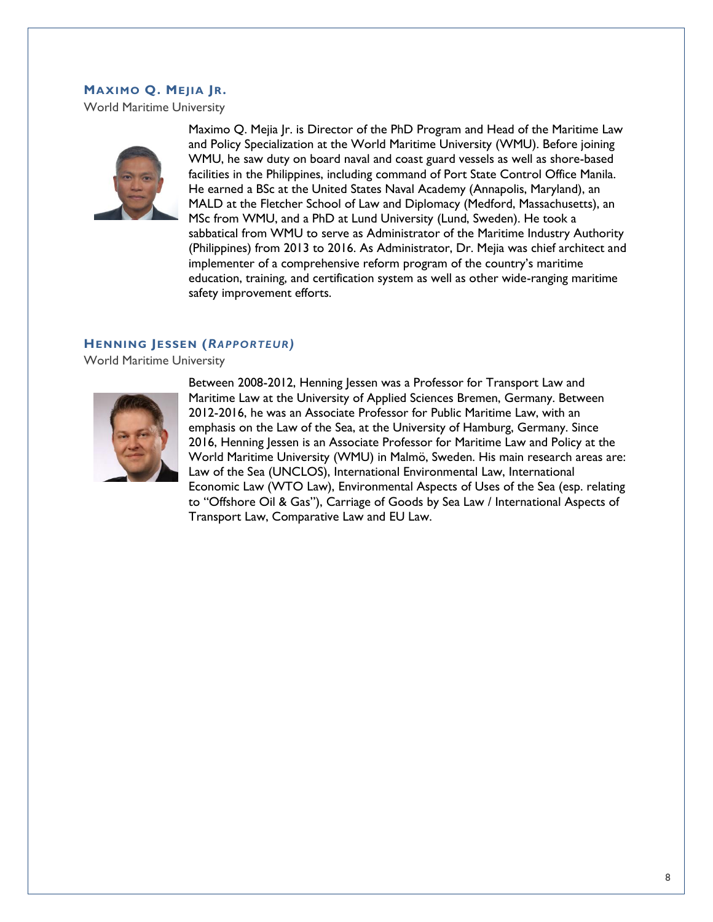### MAXIMO Q. MEJIA JR.

World Maritime University

Maximo Q. Mejia Jr. is Director of the PhD Program and Head of the Maritime Law and Policy Specialization at the World Maritime University (WMU). Before joining WMU, he saw duty on board naval and coast guard vessels as well as shore-based facilities in the Philippines, including command of Port State Control Office Manila. He earned a BSc at the United States Naval Academy (Annapolis, Maryland), an MALD at the Fletcher School of Law and Diplomacy (Medford, Massachusetts), an MSc from WMU, and a PhD at Lund University (Lund, Sweden). He took a sabbatical from WMU to serve as Administrator of the Maritime Industry Authority (Philippines) from 2013 to 2016. As Administrator, Dr. Mejia was chief architect and implementer of a comprehensive reform program of the country's maritime education, training, and certification system as well as other wide-ranging maritime safety improvement efforts.

### HENNING JESSEN (*RAPPORTEUR*)

World Maritime University

Between 2008-2012, Henning Jessen was a Professor for Transport Law and Maritime Law at the University of Applied Sciences Bremen, Germany. Between 2012-2016, he was an Associate Professor for Public Maritime Law, with an emphasis on the Law of the Sea, at the University of Hamburg, Germany. Since 2016, Henning Jessen is an Associate Professor for Maritime Law and Policy at the World Maritime University (WMU) in Malmö, Sweden. His main research areas are: Law of the Sea (UNCLOS), International Environmental Law, International Economic Law (WTO Law), Environmental Aspects of Uses of the Sea (esp. relating to "Offshore Oil & Gas"), Carriage of Goods by Sea Law / International Aspects of Transport Law, Comparative Law and EU Law.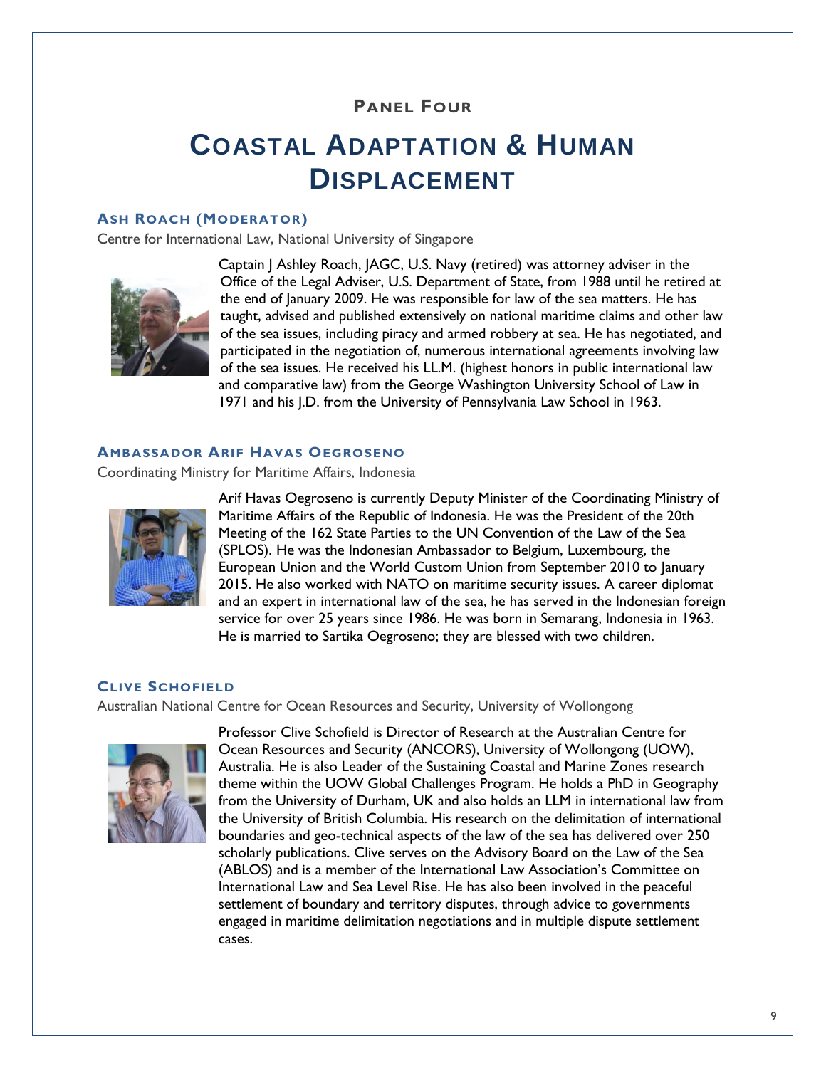## PANEL FOUR

# COASTAL ADAPTATION & HUMAN DISPLACEMENT

### ASH ROACH (MODERATOR)

Centre for International Law, National University of Singapore

Captain J Ashley Roach, JAGC, U.S. Navy (retired) was attorney adviser in the Office of the Legal Adviser, U.S. Department of State, from 1988 until he retired at the end of January 2009. He was responsible for law of the sea matters. He has taught, advised and published extensively on national maritime claims and other law of the sea issues, including piracy and armed robbery at sea. He has negotiated, and participated in the negotiation of, numerous international agreements involving law of the sea issues. He received his LL.M. (highest honors in public international law and comparative law) from the George Washington University School of Law in 1971 and his J.D. from the University of Pennsylvania Law School in 1963.

### AMBASSADOR ARIF HAVAS OEGROSENO

Coordinating Ministry for Maritime Affairs, Indonesia

Arif Havas Oegroseno is currently Deputy Minister of the Coordinating Ministry of Maritime Affairs of the Republic of Indonesia. He was the President of the 20th Meeting of the 162 State Parties to the UN Convention of the Law of the Sea (SPLOS). He was the Indonesian Ambassador to Belgium, Luxembourg, the European Union and the World Custom Union from September 2010 to January 2015. He also worked with NATO on maritime security issues. A career diplomat and an expert in international law of the sea, he has served in the Indonesian foreign service for over 25 years since 1986. He was born in Semarang, Indonesia in 1963. He is married to Sartika Oegroseno; they are blessed with two children.

### CLIVE SCHOFIELD

Australian National Centre for Ocean Resources and Security, University of Wollongong

Professor Clive Schofield is Director of Research at the Australian Centre for Ocean Resources and Security (ANCORS), University of Wollongong (UOW), Australia. He is also Leader of the Sustaining Coastal and Marine Zones research theme within the UOW Global Challenges Program. He holds a PhD in Geography from the University of Durham, UK and also holds an LLM in international law from the University of British Columbia. His research on the delimitation of international boundaries and geo-technical aspects of the law of the sea has delivered over 250 scholarly publications. Clive serves on the Advisory Board on the Law of the Sea (ABLOS) and is a member of the International Law Association's Committee on International Law and Sea Level Rise. He has also been involved in the peaceful settlement of boundary and territory disputes, through advice to governments engaged in maritime delimitation negotiations and in multiple dispute settlement cases.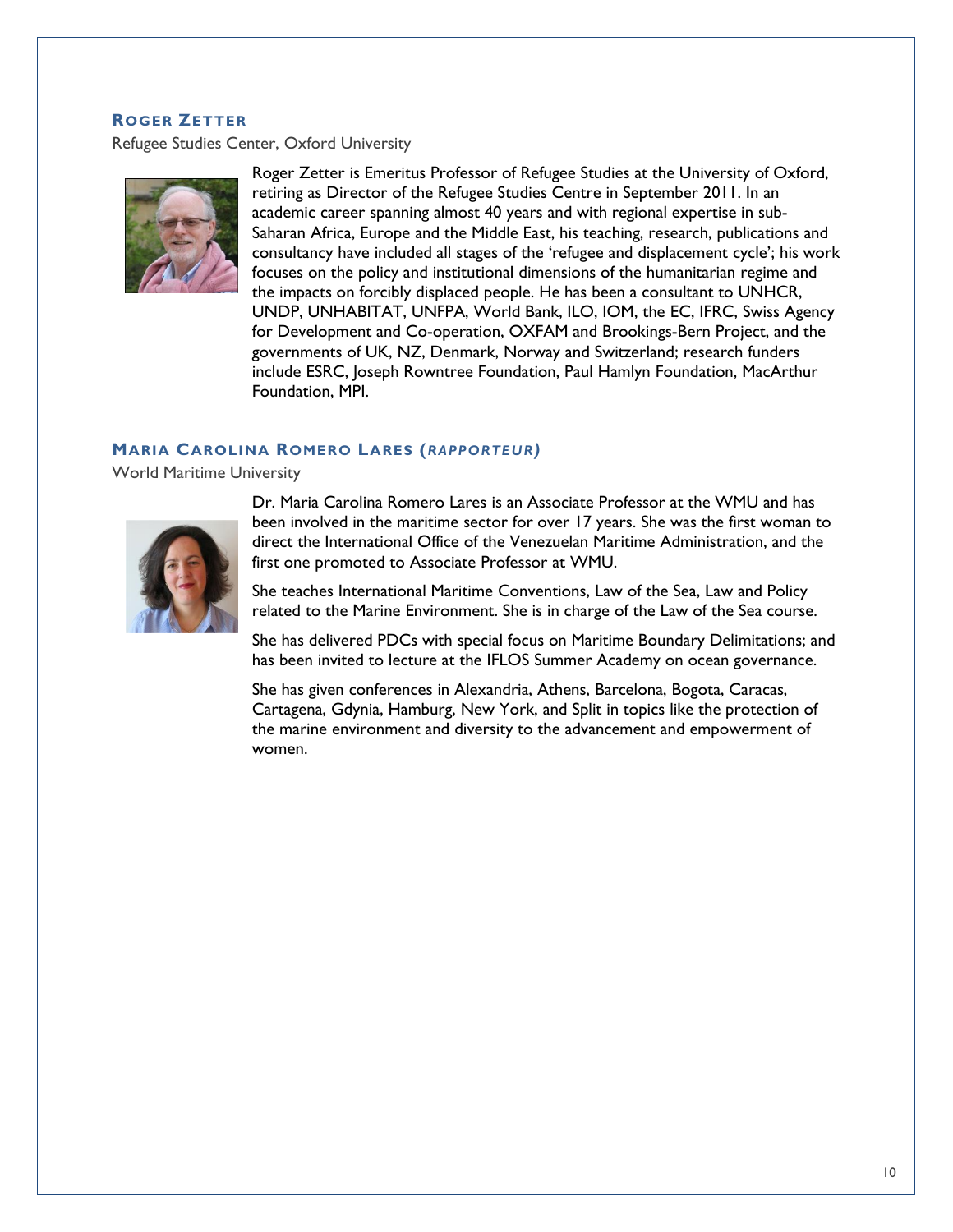### ROGER ZETTER

Refugee Studies Center, Oxford University

Roger Zetter is Emeritus Professor of Refugee Studies at the University of Oxford, retiring as Director of the Refugee Studies Centre in September 2011. In an academic career spanning almost 40 years and with regional expertise in sub-Saharan Africa, Europe and the Middle East, his teaching, research, publications and consultancy have included all stages of the 'refugee and displacement cycle'; his work focuses on the policy and institutional dimensions of the humanitarian regime and the impacts on forcibly displaced people. He has been a consultant to UNHCR, UNDP, UNHABITAT, UNFPA, World Bank, ILO, IOM, the EC, IFRC, Swiss Agency for Development and Co-operation, OXFAM and Brookings-Bern Project, and the governments of UK, NZ, Denmark, Norway and Switzerland; research funders include ESRC, Joseph Rowntree Foundation, Paul Hamlyn Foundation, MacArthur Foundation, MPI.

### MARIA CAROLINA ROMERO LARES (*RAPPORTEUR)*

World Maritime University

Dr. Maria Carolina Romero Lares is an Associate Professor at the WMU and has been involved in the maritime sector for over 17 years. She was the first woman to direct the International Office of the Venezuelan Maritime Administration, and the first one promoted to Associate Professor at WMU.

She teaches International Maritime Conventions, Law of the Sea, Law and Policy related to the Marine Environment. She is in charge of the Law of the Sea course.

She has delivered PDCs with special focus on Maritime Boundary Delimitations; and has been invited to lecture at the IFLOS Summer Academy on ocean governance.

She has given conferences in Alexandria, Athens, Barcelona, Bogota, Caracas, Cartagena, Gdynia, Hamburg, New York, and Split in topics like the protection of the marine environment and diversity to the advancement and empowerment of women.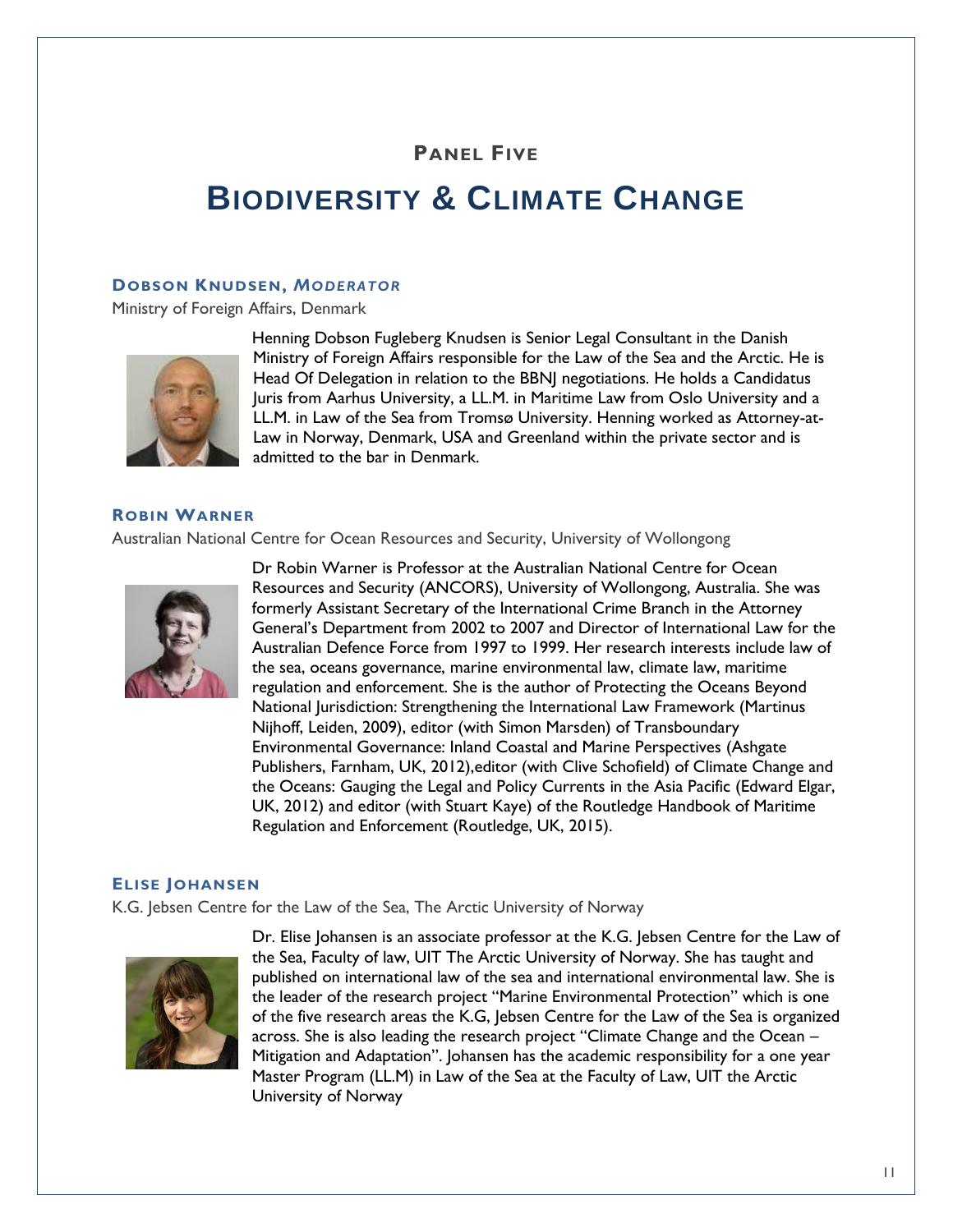## Panel Five

# Biodiversity & Climate Change

### Dobson Knudsen, *Moderator*

Ministry of Foreign Affairs, Denmark

Henning Dobson Fugleberg Knudsen is Senior Legal Consultant in the Danish Ministry of Foreign Affairs responsible for the Law of the Sea and the Arctic. He is Head Of Delegation in relation to the BBNJ negotiations. He holds a Candidatus Juris from Aarhus University, a LL.M. in Maritime Law from Oslo University and a LL.M. in Law of the Sea from Tromsø University. Henning worked as Attorney-at-Law in Norway, Denmark, USA and Greenland within the private sector and is admitted to the bar in Denmark.

### Robin Warner

Australian National Centre for Ocean Resources and Security, University of Wollongong

Dr Robin Warner is Professor at the Australian National Centre for Ocean Resources and Security (ANCORS), University of Wollongong, Australia. She was formerly Assistant Secretary of the International Crime Branch in the Attorney General's Department from 2002 to 2007 and Director of International Law for the Australian Defence Force from 1997 to 1999. Her research interests include law of the sea, oceans governance, marine environmental law, climate law, maritime regulation and enforcement. She is the author of Protecting the Oceans Beyond National Jurisdiction: Strengthening the International Law Framework (Martinus Nijhoff, Leiden, 2009), editor (with Simon Marsden) of Transboundary Environmental Governance: Inland Coastal and Marine Perspectives (Ashgate Publishers, Farnham, UK, 2012),editor (with Clive Schofield) of Climate Change and the Oceans: Gauging the Legal and Policy Currents in the Asia Pacific (Edward Elgar, UK, 2012) and editor (with Stuart Kaye) of the Routledge Handbook of Maritime Regulation and Enforcement (Routledge, UK, 2015).

### Elise Johansen

K.G. Jebsen Centre for the Law of the Sea, The Arctic University of Norway

Dr. Elise Johansen is an associate professor at the K.G. Jebsen Centre for the Law of the Sea, Faculty of law, UIT The Arctic University of Norway. She has taught and published on international law of the sea and international environmental law. She is the leader of the research project "Marine Environmental Protection" which is one of the five research areas the K.G, Jebsen Centre for the Law of the Sea is organized across. She is also leading the research project "Climate Change and the Ocean – Mitigation and Adaptation". Johansen has the academic responsibility for a one year Master Program (LL.M) in Law of the Sea at the Faculty of Law, UIT the Arctic University of Norway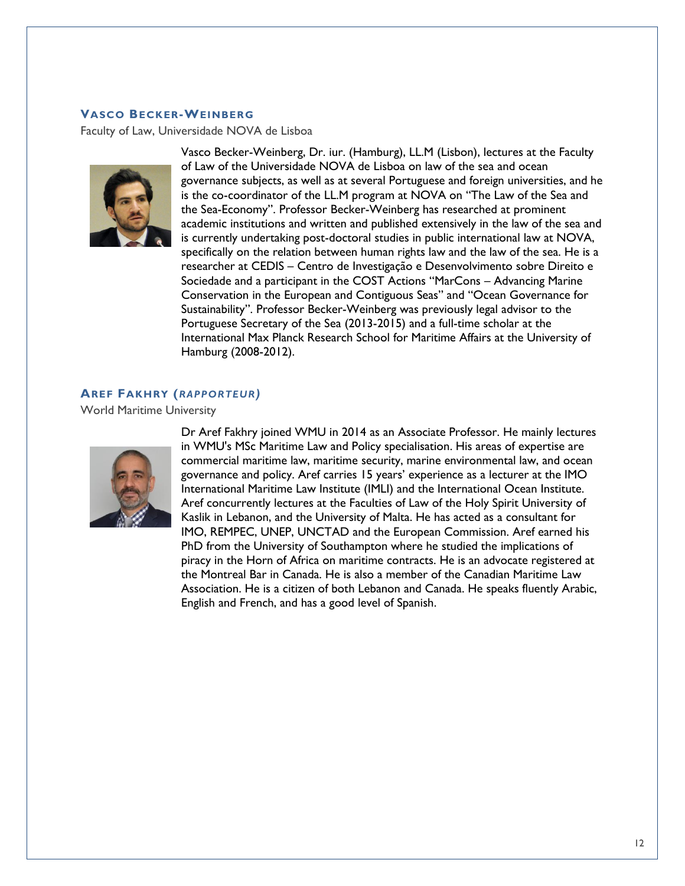### VASCO BECKER-WEINBERG

Faculty of Law, Universidade NOVA de Lisboa

Vasco Becker-Weinberg, Dr. iur. (Hamburg), LL.M (Lisbon), lectures at the Faculty of Law of the Universidade NOVA de Lisboa on law of the sea and ocean governance subjects, as well as at several Portuguese and foreign universities, and he is the co-coordinator of the LL.M program at NOVA on "The Law of the Sea and the Sea-Economy". Professor Becker-Weinberg has researched at prominent academic institutions and written and published extensively in the law of the sea and is currently undertaking post-doctoral studies in public international law at NOVA, specifically on the relation between human rights law and the law of the sea. He is a researcher at CEDIS – Centro de Investigação e Desenvolvimento sobre Direito e Sociedade and a participant in the COST Actions "MarCons – Advancing Marine Conservation in the European and Contiguous Seas" and "Ocean Governance for Sustainability". Professor Becker-Weinberg was previously legal advisor to the Portuguese Secretary of the Sea (2013-2015) and a full-time scholar at the International Max Planck Research School for Maritime Affairs at the University of Hamburg (2008-2012).

### AREF FAKHRY (*RAPPORTEUR*)

World Maritime University

Dr Aref Fakhry joined WMU in 2014 as an Associate Professor. He mainly lectures in WMU's MSc Maritime Law and Policy specialisation. His areas of expertise are commercial maritime law, maritime security, marine environmental law, and ocean governance and policy. Aref carries 15 years' experience as a lecturer at the IMO International Maritime Law Institute (IMLI) and the International Ocean Institute. Aref concurrently lectures at the Faculties of Law of the Holy Spirit University of Kaslik in Lebanon, and the University of Malta. He has acted as a consultant for IMO, REMPEC, UNEP, UNCTAD and the European Commission. Aref earned his PhD from the University of Southampton where he studied the implications of piracy in the Horn of Africa on maritime contracts. He is an advocate registered at the Montreal Bar in Canada. He is also a member of the Canadian Maritime Law Association. He is a citizen of both Lebanon and Canada. He speaks fluently Arabic, English and French, and has a good level of Spanish.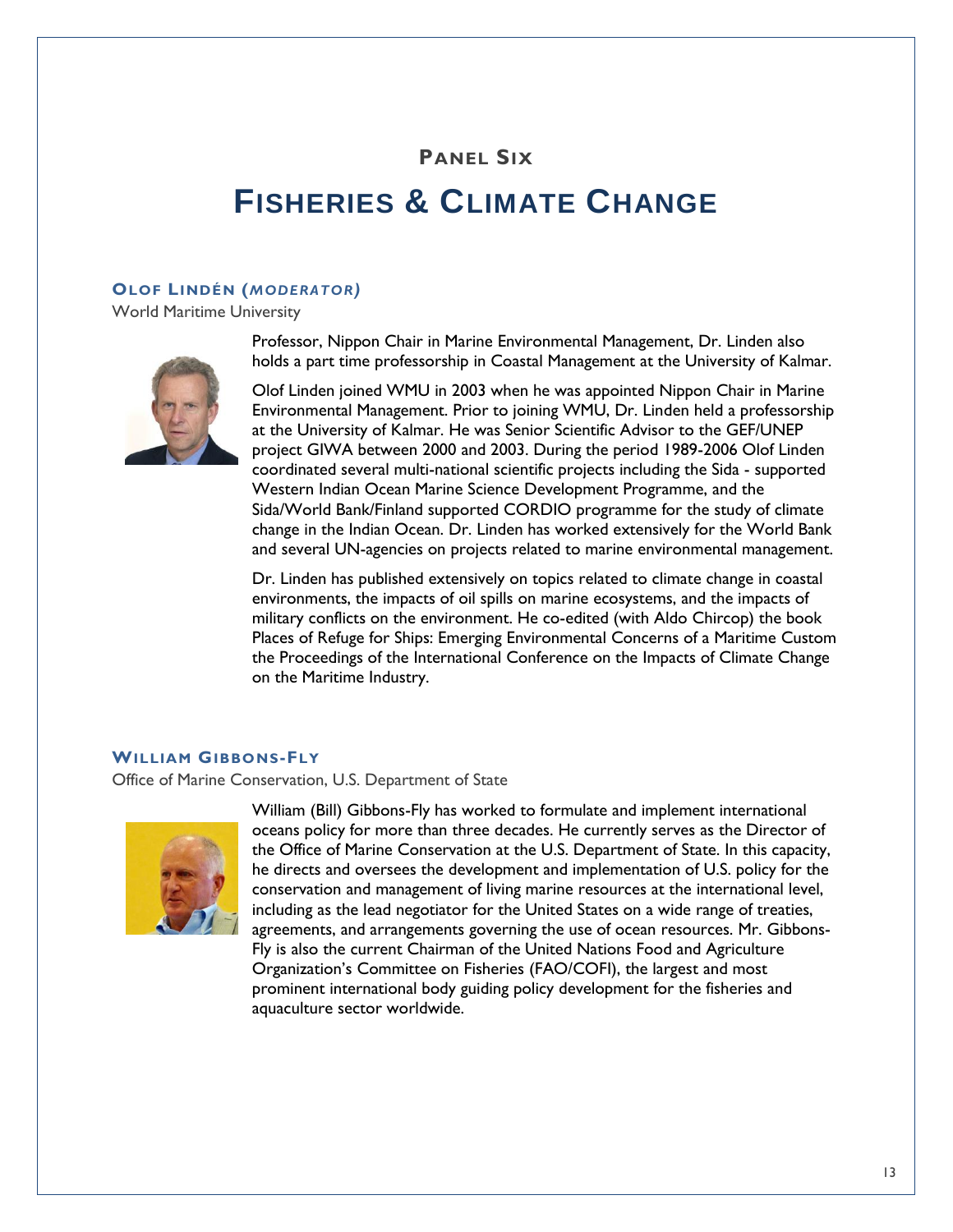## PANEL SIX

# FISHERIES & CLIMATE CHANGE

### OLOF LINDÉN (*MODERATOR*)

World Maritime University

Professor, Nippon Chair in Marine Environmental Management, Dr. Linden also holds a part time professorship in Coastal Management at the University of Kalmar.

Olof Linden joined WMU in 2003 when he was appointed Nippon Chair in Marine Environmental Management. Prior to joining WMU, Dr. Linden held a professorship at the University of Kalmar. He was Senior Scientific Advisor to the GEF/UNEP project GIWA between 2000 and 2003. During the period 1989-2006 Olof Linden coordinated several multi-national scientific projects including the Sida - supported Western Indian Ocean Marine Science Development Programme, and the Sida/World Bank/Finland supported CORDIO programme for the study of climate change in the Indian Ocean. Dr. Linden has worked extensively for the World Bank and several UN-agencies on projects related to marine environmental management.

Dr. Linden has published extensively on topics related to climate change in coastal environments, the impacts of oil spills on marine ecosystems, and the impacts of military conflicts on the environment. He co-edited (with Aldo Chircop) the book Places of Refuge for Ships: Emerging Environmental Concerns of a Maritime Custom the Proceedings of the International Conference on the Impacts of Climate Change on the Maritime Industry.

### WILLIAM GIBBONS-FLY

Office of Marine Conservation, U.S. Department of State

William (Bill) Gibbons-Fly has worked to formulate and implement international oceans policy for more than three decades. He currently serves as the Director of the Office of Marine Conservation at the U.S. Department of State. In this capacity, he directs and oversees the development and implementation of U.S. policy for the conservation and management of living marine resources at the international level, including as the lead negotiator for the United States on a wide range of treaties, agreements, and arrangements governing the use of ocean resources. Mr. Gibbons-Fly is also the current Chairman of the United Nations Food and Agriculture Organization's Committee on Fisheries (FAO/COFI), the largest and most prominent international body guiding policy development for the fisheries and aquaculture sector worldwide.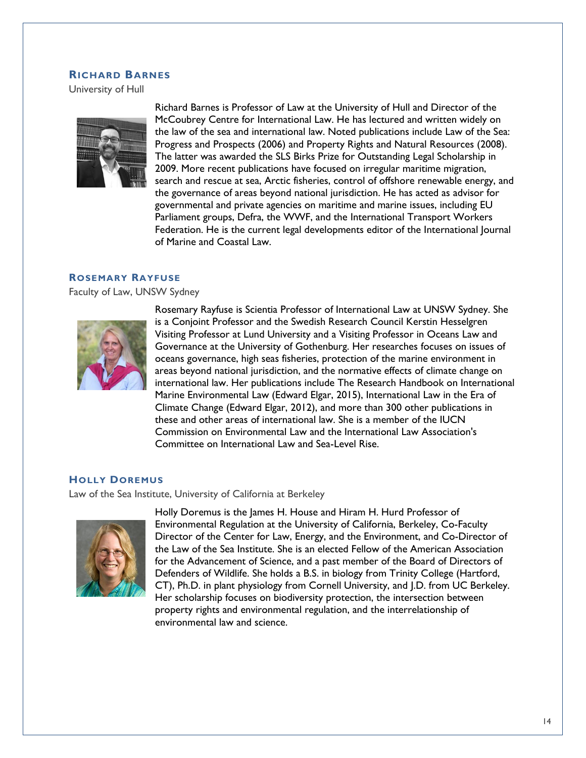### Richard Barnes

University of Hull

Richard Barnes is Professor of Law at the University of Hull and Director of the McCoubrey Centre for International Law. He has lectured and written widely on the law of the sea and international law. Noted publications include Law of the Sea: Progress and Prospects (2006) and Property Rights and Natural Resources (2008). The latter was awarded the SLS Birks Prize for Outstanding Legal Scholarship in 2009. More recent publications have focused on irregular maritime migration, search and rescue at sea, Arctic fisheries, control of offshore renewable energy, and the governance of areas beyond national jurisdiction. He has acted as advisor for governmental and private agencies on maritime and marine issues, including EU Parliament groups, Defra, the WWF, and the International Transport Workers Federation. He is the current legal developments editor of the International Journal of Marine and Coastal Law.

### Rosemary Rayfuse

Faculty of Law, UNSW Sydney

Rosemary Rayfuse is Scientia Professor of International Law at UNSW Sydney. She is a Conjoint Professor and the Swedish Research Council Kerstin Hesselgren Visiting Professor at Lund University and a Visiting Professor in Oceans Law and Governance at the University of Gothenburg. Her researches focuses on issues of oceans governance, high seas fisheries, protection of the marine environment in areas beyond national jurisdiction, and the normative effects of climate change on international law. Her publications include The Research Handbook on International Marine Environmental Law (Edward Elgar, 2015), International Law in the Era of Climate Change (Edward Elgar, 2012), and more than 300 other publications in these and other areas of international law. She is a member of the IUCN Commission on Environmental Law and the International Law Association's Committee on International Law and Sea-Level Rise.

### Holly Doremus

Law of the Sea Institute, University of California at Berkeley

Holly Doremus is the James H. House and Hiram H. Hurd Professor of Environmental Regulation at the University of California, Berkeley, Co-Faculty Director of the Center for Law, Energy, and the Environment, and Co-Director of the Law of the Sea Institute. She is an elected Fellow of the American Association for the Advancement of Science, and a past member of the Board of Directors of Defenders of Wildlife. She holds a B.S. in biology from Trinity College (Hartford, CT), Ph.D. in plant physiology from Cornell University, and J.D. from UC Berkeley. Her scholarship focuses on biodiversity protection, the intersection between property rights and environmental regulation, and the interrelationship of environmental law and science.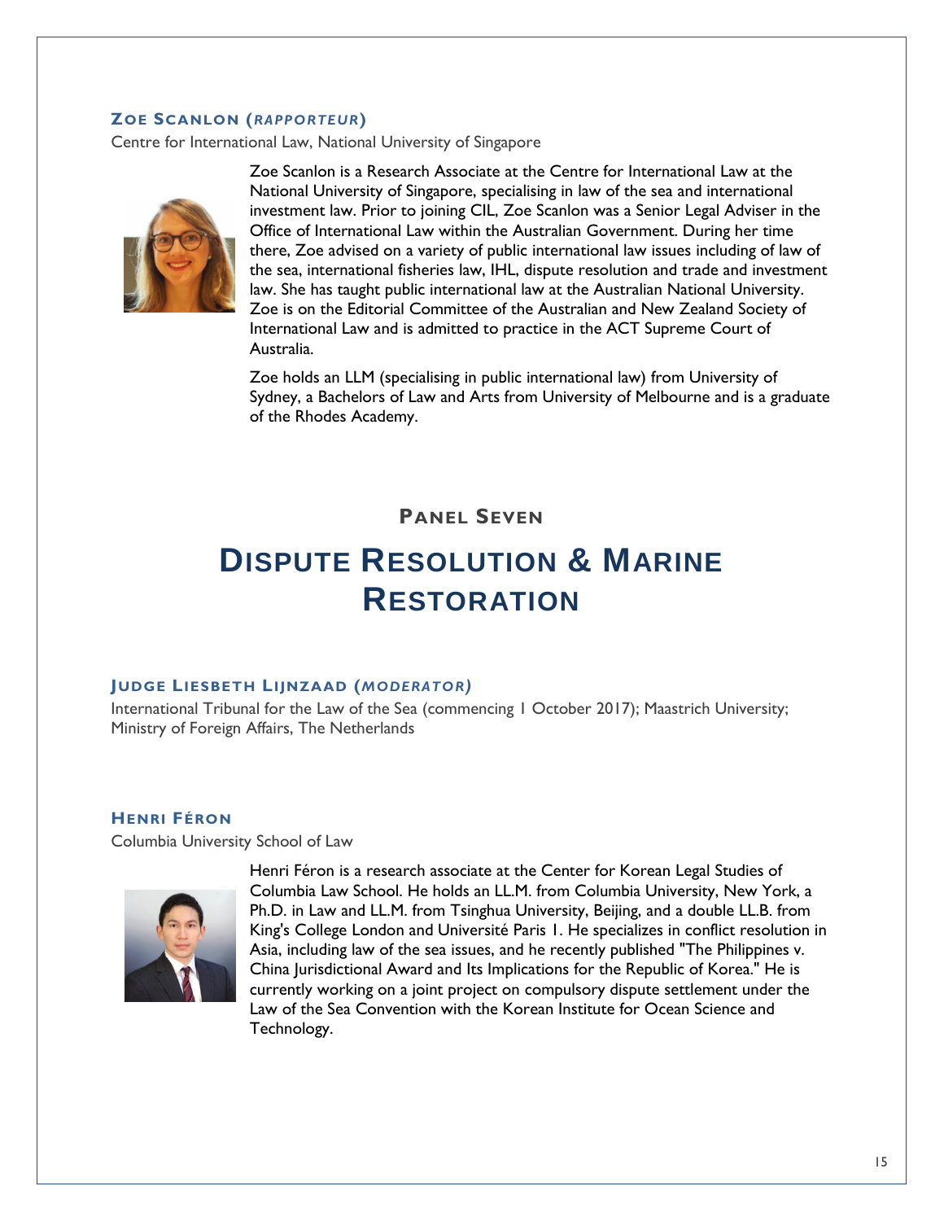### Zoe Scanlon (*Rapporteur*)

Centre for International Law, National University of Singapore

Zoe Scanlon is a Research Associate at the Centre for International Law at the National University of Singapore, specialising in law of the sea and international investment law. Prior to joining CIL, Zoe Scanlon was a Senior Legal Adviser in the Office of International Law within the Australian Government. During her time there, Zoe advised on a variety of public international law issues including of law of the sea, international fisheries law, IHL, dispute resolution and trade and investment law. She has taught public international law at the Australian National University. Zoe is on the Editorial Committee of the Australian and New Zealand Society of International Law and is admitted to practice in the ACT Supreme Court of Australia.

Zoe holds an LLM (specialising in public international law) from University of Sydney, a Bachelors of Law and Arts from University of Melbourne and is a graduate of the Rhodes Academy.

## Panel Seven

# Dispute Resolution & Marine Restoration

### Judge Liesbeth Lijnzaad (*Moderator*)

International Tribunal for the Law of the Sea (commencing 1 October 2017); Maastrich University; Ministry of Foreign Affairs, The Netherlands

### Henri Féron

Columbia University School of Law

Henri Féron is a research associate at the Center for Korean Legal Studies of Columbia Law School. He holds an LL.M. from Columbia University, New York, a Ph.D. in Law and LL.M. from Tsinghua University, Beijing, and a double LL.B. from King's College London and Université Paris 1. He specializes in conflict resolution in Asia, including law of the sea issues, and he recently published "The Philippines v. China Jurisdictional Award and Its Implications for the Republic of Korea." He is currently working on a joint project on compulsory dispute settlement under the Law of the Sea Convention with the Korean Institute for Ocean Science and Technology.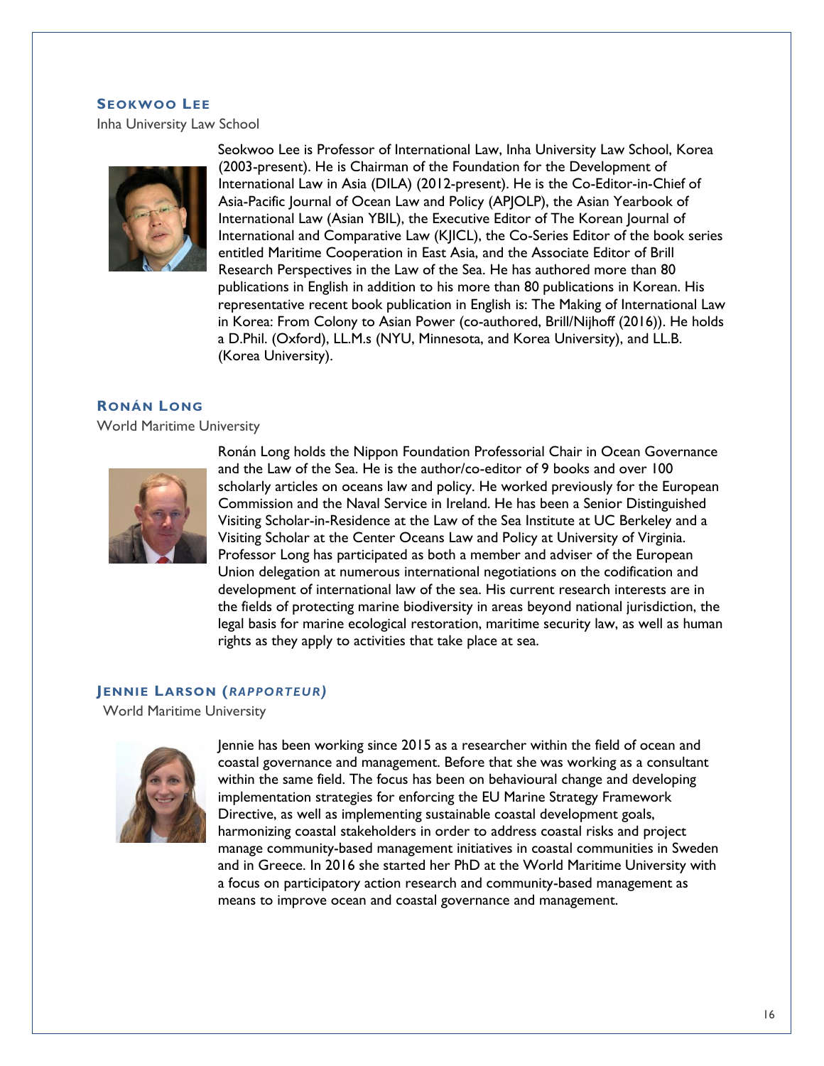### Seokwoo Lee

Inha University Law School

Seokwoo Lee is Professor of International Law, Inha University Law School, Korea (2003-present). He is Chairman of the Foundation for the Development of International Law in Asia (DILA) (2012-present). He is the Co-Editor-in-Chief of Asia-Pacific Journal of Ocean Law and Policy (APJOLP), the Asian Yearbook of International Law (Asian YBIL), the Executive Editor of The Korean Journal of International and Comparative Law (KJICL), the Co-Series Editor of the book series entitled Maritime Cooperation in East Asia, and the Associate Editor of Brill Research Perspectives in the Law of the Sea. He has authored more than 80 publications in English in addition to his more than 80 publications in Korean. His representative recent book publication in English is: The Making of International Law in Korea: From Colony to Asian Power (co-authored, Brill/Nijhoff (2016)). He holds a D.Phil. (Oxford), LL.M.s (NYU, Minnesota, and Korea University), and LL.B. (Korea University).

### Ronán Long

World Maritime University

Ronán Long holds the Nippon Foundation Professorial Chair in Ocean Governance and the Law of the Sea. He is the author/co-editor of 9 books and over 100 scholarly articles on oceans law and policy. He worked previously for the European Commission and the Naval Service in Ireland. He has been a Senior Distinguished Visiting Scholar-in-Residence at the Law of the Sea Institute at UC Berkeley and a Visiting Scholar at the Center Oceans Law and Policy at University of Virginia. Professor Long has participated as both a member and adviser of the European Union delegation at numerous international negotiations on the codification and development of international law of the sea. His current research interests are in the fields of protecting marine biodiversity in areas beyond national jurisdiction, the legal basis for marine ecological restoration, maritime security law, as well as human rights as they apply to activities that take place at sea.

### Jennie Larson (*Rapporteur)*

World Maritime University

Jennie has been working since 2015 as a researcher within the field of ocean and coastal governance and management. Before that she was working as a consultant within the same field. The focus has been on behavioural change and developing implementation strategies for enforcing the EU Marine Strategy Framework Directive, as well as implementing sustainable coastal development goals, harmonizing coastal stakeholders in order to address coastal risks and project manage community-based management initiatives in coastal communities in Sweden and in Greece. In 2016 she started her PhD at the World Maritime University with a focus on participatory action research and community-based management as means to improve ocean and coastal governance and management.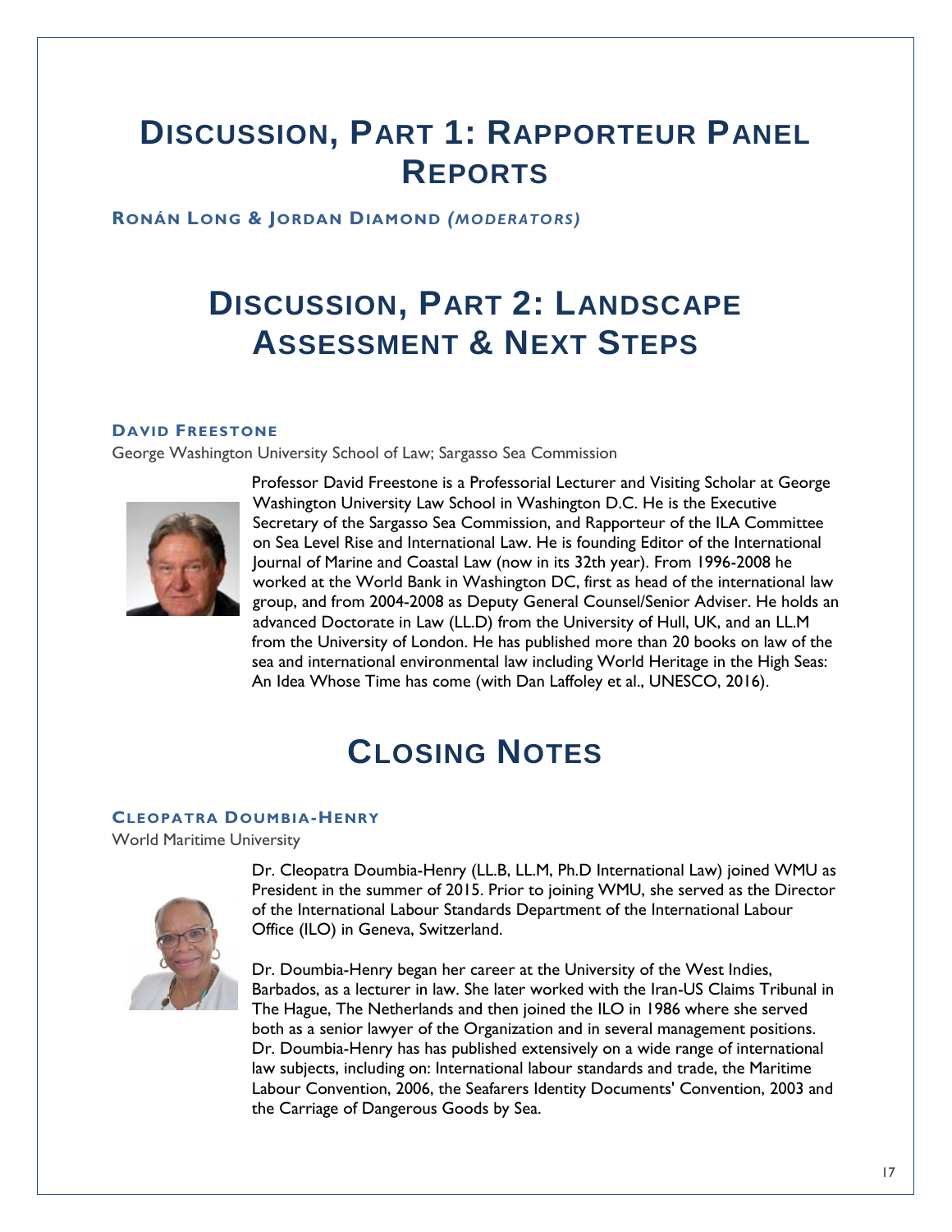# Discussion, Part 1: Rapporteur Panel Reports

**Ronán Long & Jordan Diamond *(Moderators)***

# Discussion, Part 2: Landscape Assessment & Next Steps

### David Freestone

George Washington University School of Law; Sargasso Sea Commission

Professor David Freestone is a Professorial Lecturer and Visiting Scholar at George Washington University Law School in Washington D.C. He is the Executive Secretary of the Sargasso Sea Commission, and Rapporteur of the ILA Committee on Sea Level Rise and International Law. He is founding Editor of the International Journal of Marine and Coastal Law (now in its 32th year). From 1996-2008 he worked at the World Bank in Washington DC, first as head of the international law group, and from 2004-2008 as Deputy General Counsel/Senior Adviser. He holds an advanced Doctorate in Law (LL.D) from the University of Hull, UK, and an LL.M from the University of London. He has published more than 20 books on law of the sea and international environmental law including World Heritage in the High Seas: An Idea Whose Time has come (with Dan Laffoley et al., UNESCO, 2016).

# Closing Notes

### Cleopatra Doumbia-Henry

World Maritime University

Dr. Cleopatra Doumbia-Henry (LL.B, LL.M, Ph.D International Law) joined WMU as President in the summer of 2015. Prior to joining WMU, she served as the Director of the International Labour Standards Department of the International Labour Office (ILO) in Geneva, Switzerland.

Dr. Doumbia-Henry began her career at the University of the West Indies, Barbados, as a lecturer in law. She later worked with the Iran-US Claims Tribunal in The Hague, The Netherlands and then joined the ILO in 1986 where she served both as a senior lawyer of the Organization and in several management positions. Dr. Doumbia-Henry has has published extensively on a wide range of international law subjects, including on: International labour standards and trade, the Maritime Labour Convention, 2006, the Seafarers Identity Documents' Convention, 2003 and the Carriage of Dangerous Goods by Sea.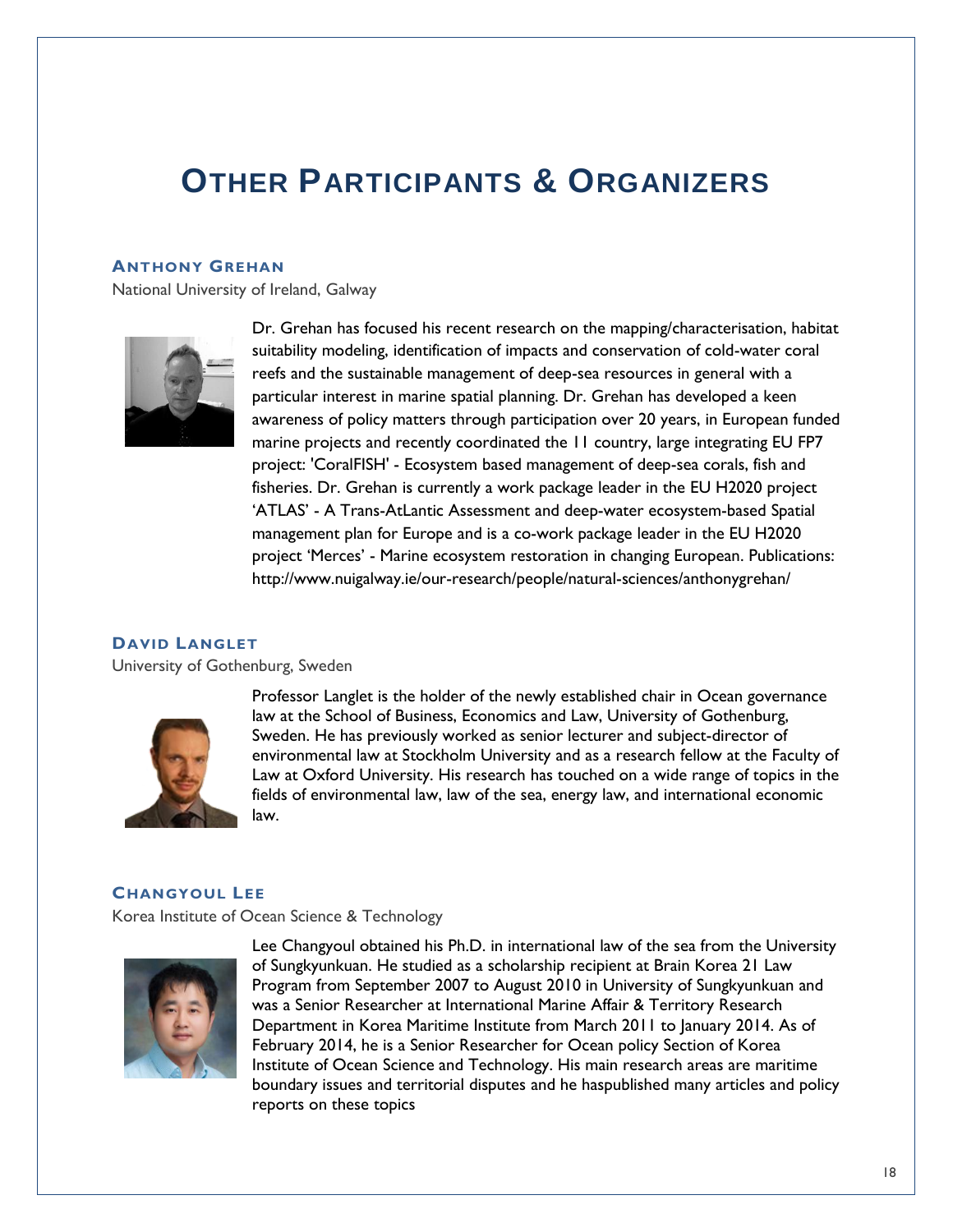# Other Participants & Organizers

### Anthony Grehan

National University of Ireland, Galway

Dr. Grehan has focused his recent research on the mapping/characterisation, habitat suitability modeling, identification of impacts and conservation of cold-water coral reefs and the sustainable management of deep-sea resources in general with a particular interest in marine spatial planning. Dr. Grehan has developed a keen awareness of policy matters through participation over 20 years, in European funded marine projects and recently coordinated the 11 country, large integrating EU FP7 project: 'CoralFISH' - Ecosystem based management of deep-sea corals, fish and fisheries. Dr. Grehan is currently a work package leader in the EU H2020 project 'ATLAS' - A Trans-AtLantic Assessment and deep-water ecosystem-based Spatial management plan for Europe and is a co-work package leader in the EU H2020 project 'Merces' - Marine ecosystem restoration in changing European. Publications: http://www.nuigalway.ie/our-research/people/natural-sciences/anthonygrehan/

### David Langlet

University of Gothenburg, Sweden

Professor Langlet is the holder of the newly established chair in Ocean governance law at the School of Business, Economics and Law, University of Gothenburg, Sweden. He has previously worked as senior lecturer and subject-director of environmental law at Stockholm University and as a research fellow at the Faculty of Law at Oxford University. His research has touched on a wide range of topics in the fields of environmental law, law of the sea, energy law, and international economic law.

### Changyoul Lee

Korea Institute of Ocean Science & Technology

Lee Changyoul obtained his Ph.D. in international law of the sea from the University of Sungkyunkuan. He studied as a scholarship recipient at Brain Korea 21 Law Program from September 2007 to August 2010 in University of Sungkyunkuan and was a Senior Researcher at International Marine Affair & Territory Research Department in Korea Maritime Institute from March 2011 to January 2014. As of February 2014, he is a Senior Researcher for Ocean policy Section of Korea Institute of Ocean Science and Technology. His main research areas are maritime boundary issues and territorial disputes and he haspublished many articles and policy reports on these topics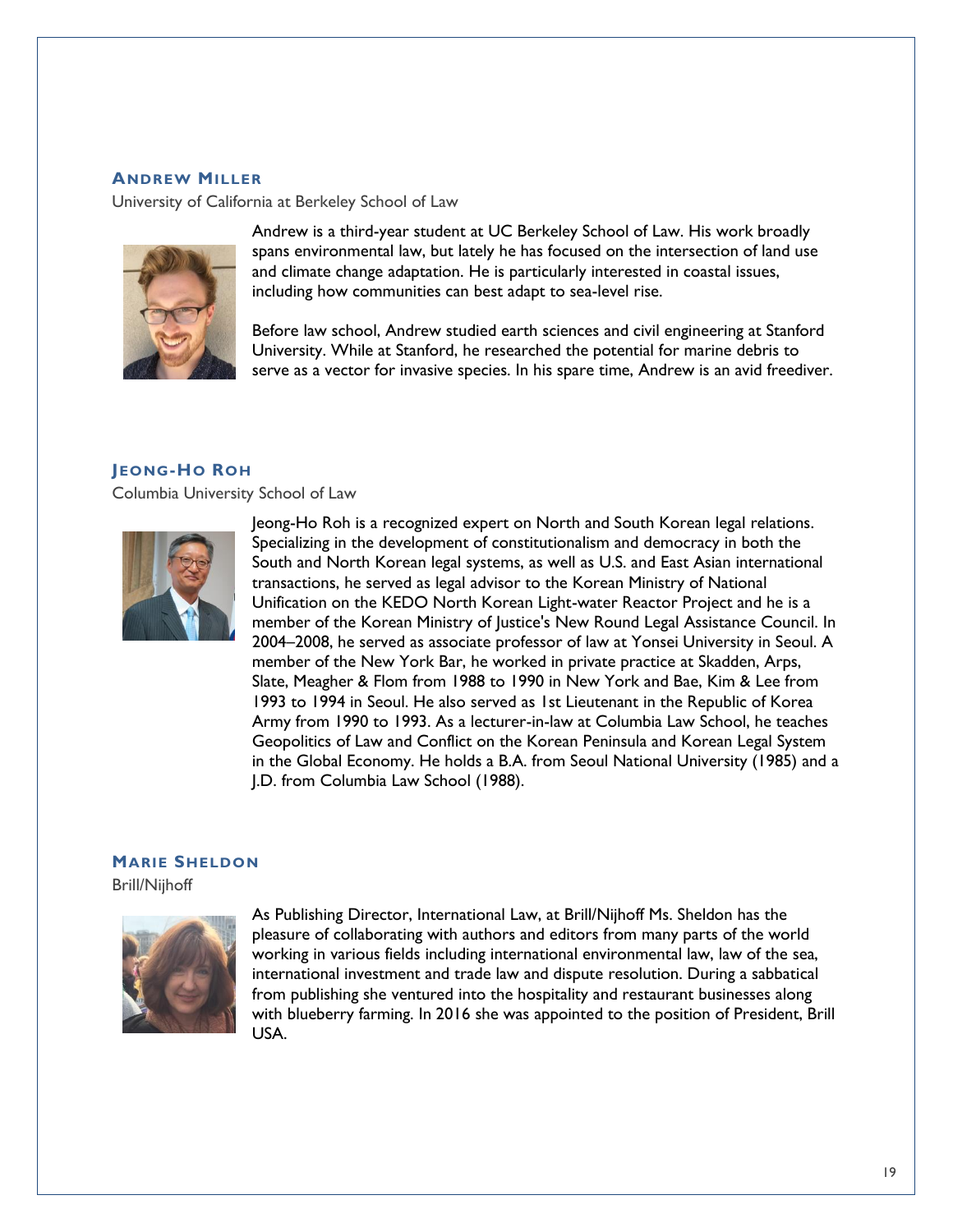### Andrew Miller

University of California at Berkeley School of Law

Andrew is a third-year student at UC Berkeley School of Law. His work broadly spans environmental law, but lately he has focused on the intersection of land use and climate change adaptation. He is particularly interested in coastal issues, including how communities can best adapt to sea-level rise.

Before law school, Andrew studied earth sciences and civil engineering at Stanford University. While at Stanford, he researched the potential for marine debris to serve as a vector for invasive species. In his spare time, Andrew is an avid freediver.

### Jeong-Ho Roh

Columbia University School of Law

Jeong-Ho Roh is a recognized expert on North and South Korean legal relations. Specializing in the development of constitutionalism and democracy in both the South and North Korean legal systems, as well as U.S. and East Asian international transactions, he served as legal advisor to the Korean Ministry of National Unification on the KEDO North Korean Light-water Reactor Project and he is a member of the Korean Ministry of Justice's New Round Legal Assistance Council. In 2004–2008, he served as associate professor of law at Yonsei University in Seoul. A member of the New York Bar, he worked in private practice at Skadden, Arps, Slate, Meagher & Flom from 1988 to 1990 in New York and Bae, Kim & Lee from 1993 to 1994 in Seoul. He also served as 1st Lieutenant in the Republic of Korea Army from 1990 to 1993. As a lecturer-in-law at Columbia Law School, he teaches Geopolitics of Law and Conflict on the Korean Peninsula and Korean Legal System in the Global Economy. He holds a B.A. from Seoul National University (1985) and a J.D. from Columbia Law School (1988).

### Marie Sheldon

Brill/Nijhoff

As Publishing Director, International Law, at Brill/Nijhoff Ms. Sheldon has the pleasure of collaborating with authors and editors from many parts of the world working in various fields including international environmental law, law of the sea, international investment and trade law and dispute resolution. During a sabbatical from publishing she ventured into the hospitality and restaurant businesses along with blueberry farming. In 2016 she was appointed to the position of President, Brill USA.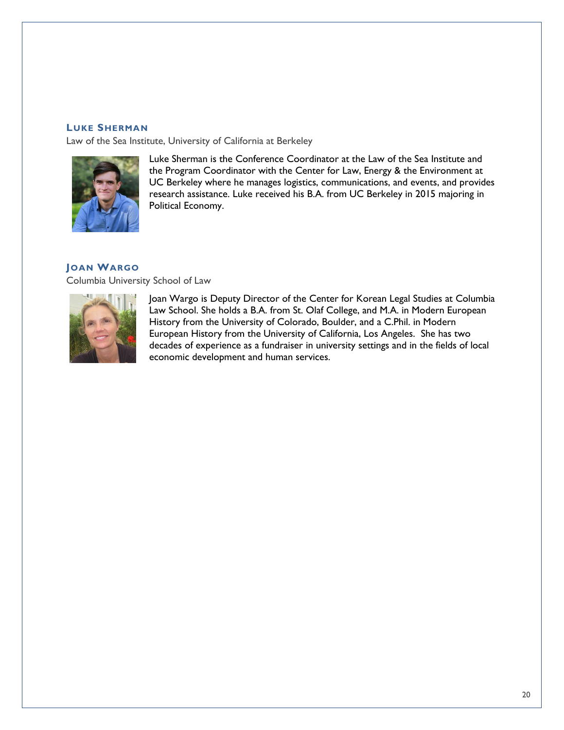### Luke Sherman

Law of the Sea Institute, University of California at Berkeley

Luke Sherman is the Conference Coordinator at the Law of the Sea Institute and the Program Coordinator with the Center for Law, Energy & the Environment at UC Berkeley where he manages logistics, communications, and events, and provides research assistance. Luke received his B.A. from UC Berkeley in 2015 majoring in Political Economy.

### Joan Wargo

Columbia University School of Law

Joan Wargo is Deputy Director of the Center for Korean Legal Studies at Columbia Law School. She holds a B.A. from St. Olaf College, and M.A. in Modern European History from the University of Colorado, Boulder, and a C.Phil. in Modern European History from the University of California, Los Angeles. She has two decades of experience as a fundraiser in university settings and in the fields of local economic development and human services.